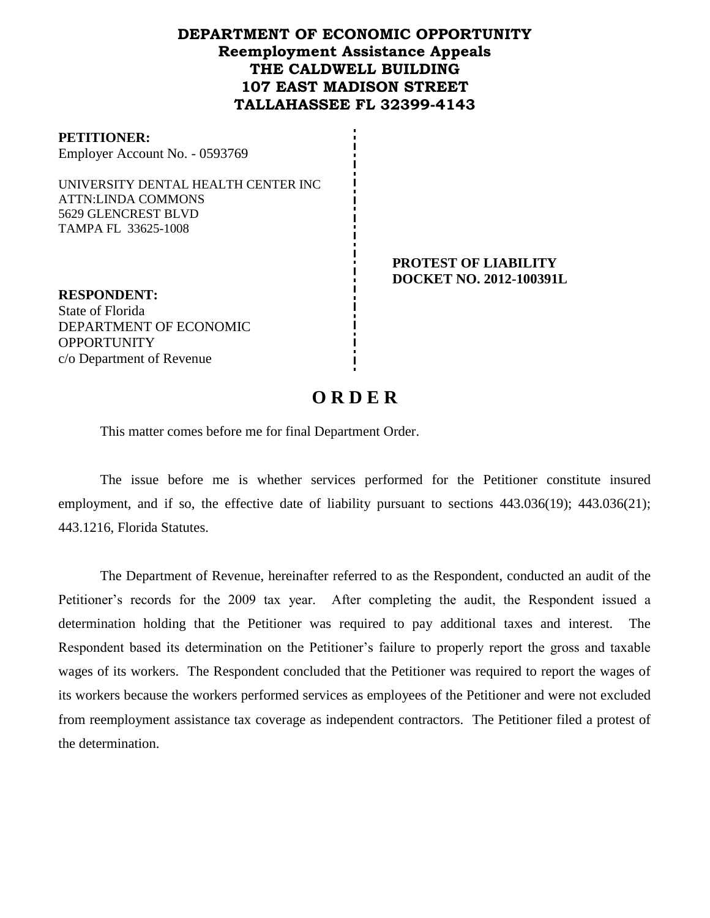**DEPARTMENT OF ECONOMIC OPPORTUNITY**
**Reemployment Assistance Appeals**
**THE CALDWELL BUILDING**
**107 EAST MADISON STREET**
**TALLAHASSEE FL 32399-4143**

**PETITIONER:**
Employer Account No. - 0593769

UNIVERSITY DENTAL HEALTH CENTER INC
ATTN:LINDA COMMONS
5629 GLENCREST BLVD
TAMPA FL 33625-1008

**PROTEST OF LIABILITY**
**DOCKET NO. 2012-100391L**

**RESPONDENT:**
State of Florida
DEPARTMENT OF ECONOMIC OPPORTUNITY
c/o Department of Revenue

# O R D E R

This matter comes before me for final Department Order.

The issue before me is whether services performed for the Petitioner constitute insured employment, and if so, the effective date of liability pursuant to sections 443.036(19); 443.036(21); 443.1216, Florida Statutes.

The Department of Revenue, hereinafter referred to as the Respondent, conducted an audit of the Petitioner's records for the 2009 tax year. After completing the audit, the Respondent issued a determination holding that the Petitioner was required to pay additional taxes and interest. The Respondent based its determination on the Petitioner's failure to properly report the gross and taxable wages of its workers. The Respondent concluded that the Petitioner was required to report the wages of its workers because the workers performed services as employees of the Petitioner and were not excluded from reemployment assistance tax coverage as independent contractors. The Petitioner filed a protest of the determination.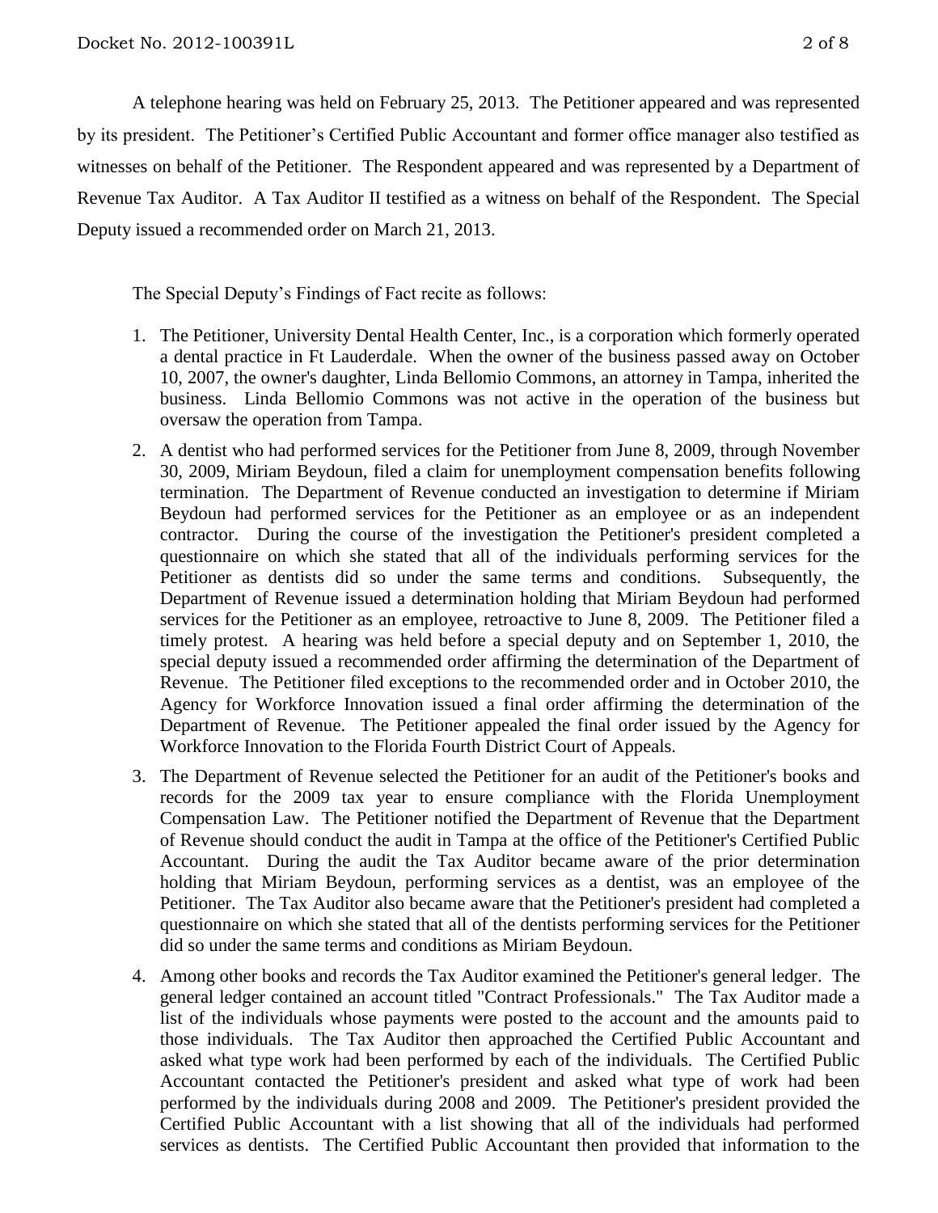A telephone hearing was held on February 25, 2013. The Petitioner appeared and was represented by its president. The Petitioner's Certified Public Accountant and former office manager also testified as witnesses on behalf of the Petitioner. The Respondent appeared and was represented by a Department of Revenue Tax Auditor. A Tax Auditor II testified as a witness on behalf of the Respondent. The Special Deputy issued a recommended order on March 21, 2013.

The Special Deputy's Findings of Fact recite as follows:

1. The Petitioner, University Dental Health Center, Inc., is a corporation which formerly operated a dental practice in Ft Lauderdale. When the owner of the business passed away on October 10, 2007, the owner's daughter, Linda Bellomio Commons, an attorney in Tampa, inherited the business. Linda Bellomio Commons was not active in the operation of the business but oversaw the operation from Tampa.
2. A dentist who had performed services for the Petitioner from June 8, 2009, through November 30, 2009, Miriam Beydoun, filed a claim for unemployment compensation benefits following termination. The Department of Revenue conducted an investigation to determine if Miriam Beydoun had performed services for the Petitioner as an employee or as an independent contractor. During the course of the investigation the Petitioner's president completed a questionnaire on which she stated that all of the individuals performing services for the Petitioner as dentists did so under the same terms and conditions. Subsequently, the Department of Revenue issued a determination holding that Miriam Beydoun had performed services for the Petitioner as an employee, retroactive to June 8, 2009. The Petitioner filed a timely protest. A hearing was held before a special deputy and on September 1, 2010, the special deputy issued a recommended order affirming the determination of the Department of Revenue. The Petitioner filed exceptions to the recommended order and in October 2010, the Agency for Workforce Innovation issued a final order affirming the determination of the Department of Revenue. The Petitioner appealed the final order issued by the Agency for Workforce Innovation to the Florida Fourth District Court of Appeals.
3. The Department of Revenue selected the Petitioner for an audit of the Petitioner's books and records for the 2009 tax year to ensure compliance with the Florida Unemployment Compensation Law. The Petitioner notified the Department of Revenue that the Department of Revenue should conduct the audit in Tampa at the office of the Petitioner's Certified Public Accountant. During the audit the Tax Auditor became aware of the prior determination holding that Miriam Beydoun, performing services as a dentist, was an employee of the Petitioner. The Tax Auditor also became aware that the Petitioner's president had completed a questionnaire on which she stated that all of the dentists performing services for the Petitioner did so under the same terms and conditions as Miriam Beydoun.
4. Among other books and records the Tax Auditor examined the Petitioner's general ledger. The general ledger contained an account titled "Contract Professionals." The Tax Auditor made a list of the individuals whose payments were posted to the account and the amounts paid to those individuals. The Tax Auditor then approached the Certified Public Accountant and asked what type work had been performed by each of the individuals. The Certified Public Accountant contacted the Petitioner's president and asked what type of work had been performed by the individuals during 2008 and 2009. The Petitioner's president provided the Certified Public Accountant with a list showing that all of the individuals had performed services as dentists. The Certified Public Accountant then provided that information to the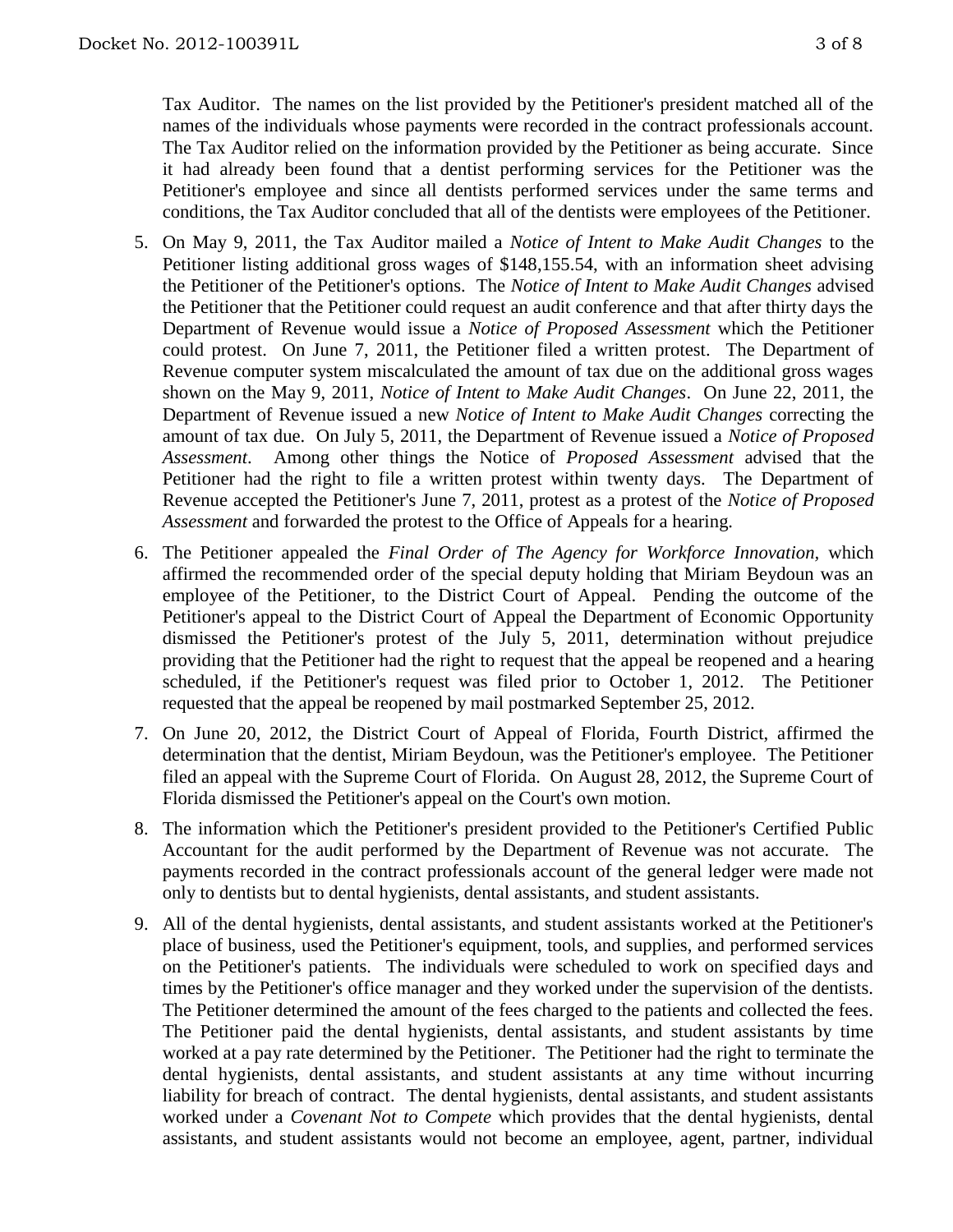Tax Auditor. The names on the list provided by the Petitioner's president matched all of the names of the individuals whose payments were recorded in the contract professionals account. The Tax Auditor relied on the information provided by the Petitioner as being accurate. Since it had already been found that a dentist performing services for the Petitioner was the Petitioner's employee and since all dentists performed services under the same terms and conditions, the Tax Auditor concluded that all of the dentists were employees of the Petitioner.

5. On May 9, 2011, the Tax Auditor mailed a *Notice of Intent to Make Audit Changes* to the Petitioner listing additional gross wages of $148,155.54, with an information sheet advising the Petitioner of the Petitioner's options. The *Notice of Intent to Make Audit Changes* advised the Petitioner that the Petitioner could request an audit conference and that after thirty days the Department of Revenue would issue a *Notice of Proposed Assessment* which the Petitioner could protest. On June 7, 2011, the Petitioner filed a written protest. The Department of Revenue computer system miscalculated the amount of tax due on the additional gross wages shown on the May 9, 2011, *Notice of Intent to Make Audit Changes*. On June 22, 2011, the Department of Revenue issued a new *Notice of Intent to Make Audit Changes* correcting the amount of tax due. On July 5, 2011, the Department of Revenue issued a *Notice of Proposed Assessment*. Among other things the Notice of *Proposed Assessment* advised that the Petitioner had the right to file a written protest within twenty days. The Department of Revenue accepted the Petitioner's June 7, 2011, protest as a protest of the *Notice of Proposed Assessment* and forwarded the protest to the Office of Appeals for a hearing.

6. The Petitioner appealed the *Final Order of The Agency for Workforce Innovation*, which affirmed the recommended order of the special deputy holding that Miriam Beydoun was an employee of the Petitioner, to the District Court of Appeal. Pending the outcome of the Petitioner's appeal to the District Court of Appeal the Department of Economic Opportunity dismissed the Petitioner's protest of the July 5, 2011, determination without prejudice providing that the Petitioner had the right to request that the appeal be reopened and a hearing scheduled, if the Petitioner's request was filed prior to October 1, 2012. The Petitioner requested that the appeal be reopened by mail postmarked September 25, 2012.

7. On June 20, 2012, the District Court of Appeal of Florida, Fourth District, affirmed the determination that the dentist, Miriam Beydoun, was the Petitioner's employee. The Petitioner filed an appeal with the Supreme Court of Florida. On August 28, 2012, the Supreme Court of Florida dismissed the Petitioner's appeal on the Court's own motion.

8. The information which the Petitioner's president provided to the Petitioner's Certified Public Accountant for the audit performed by the Department of Revenue was not accurate. The payments recorded in the contract professionals account of the general ledger were made not only to dentists but to dental hygienists, dental assistants, and student assistants.

9. All of the dental hygienists, dental assistants, and student assistants worked at the Petitioner's place of business, used the Petitioner's equipment, tools, and supplies, and performed services on the Petitioner's patients. The individuals were scheduled to work on specified days and times by the Petitioner's office manager and they worked under the supervision of the dentists. The Petitioner determined the amount of the fees charged to the patients and collected the fees. The Petitioner paid the dental hygienists, dental assistants, and student assistants by time worked at a pay rate determined by the Petitioner. The Petitioner had the right to terminate the dental hygienists, dental assistants, and student assistants at any time without incurring liability for breach of contract. The dental hygienists, dental assistants, and student assistants worked under a *Covenant Not to Compete* which provides that the dental hygienists, dental assistants, and student assistants would not become an employee, agent, partner, individual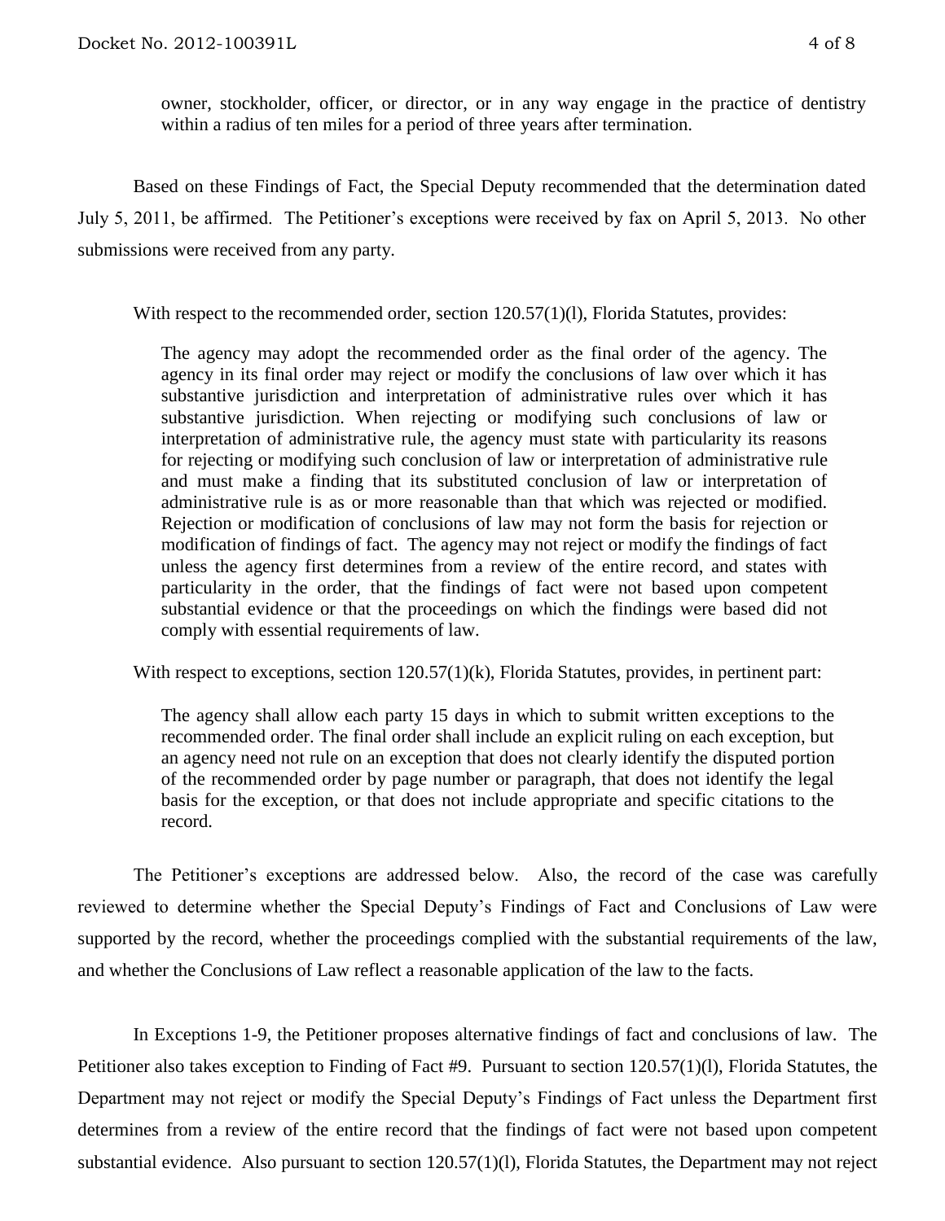owner, stockholder, officer, or director, or in any way engage in the practice of dentistry within a radius of ten miles for a period of three years after termination.

Based on these Findings of Fact, the Special Deputy recommended that the determination dated July 5, 2011, be affirmed. The Petitioner's exceptions were received by fax on April 5, 2013. No other submissions were received from any party.

With respect to the recommended order, section 120.57(1)(l), Florida Statutes, provides:

> The agency may adopt the recommended order as the final order of the agency. The agency in its final order may reject or modify the conclusions of law over which it has substantive jurisdiction and interpretation of administrative rules over which it has substantive jurisdiction. When rejecting or modifying such conclusions of law or interpretation of administrative rule, the agency must state with particularity its reasons for rejecting or modifying such conclusion of law or interpretation of administrative rule and must make a finding that its substituted conclusion of law or interpretation of administrative rule is as or more reasonable than that which was rejected or modified. Rejection or modification of conclusions of law may not form the basis for rejection or modification of findings of fact. The agency may not reject or modify the findings of fact unless the agency first determines from a review of the entire record, and states with particularity in the order, that the findings of fact were not based upon competent substantial evidence or that the proceedings on which the findings were based did not comply with essential requirements of law.

With respect to exceptions, section 120.57(1)(k), Florida Statutes, provides, in pertinent part:

> The agency shall allow each party 15 days in which to submit written exceptions to the recommended order. The final order shall include an explicit ruling on each exception, but an agency need not rule on an exception that does not clearly identify the disputed portion of the recommended order by page number or paragraph, that does not identify the legal basis for the exception, or that does not include appropriate and specific citations to the record.

The Petitioner's exceptions are addressed below. Also, the record of the case was carefully reviewed to determine whether the Special Deputy's Findings of Fact and Conclusions of Law were supported by the record, whether the proceedings complied with the substantial requirements of the law, and whether the Conclusions of Law reflect a reasonable application of the law to the facts.

In Exceptions 1-9, the Petitioner proposes alternative findings of fact and conclusions of law. The Petitioner also takes exception to Finding of Fact #9. Pursuant to section 120.57(1)(l), Florida Statutes, the Department may not reject or modify the Special Deputy's Findings of Fact unless the Department first determines from a review of the entire record that the findings of fact were not based upon competent substantial evidence. Also pursuant to section 120.57(1)(l), Florida Statutes, the Department may not reject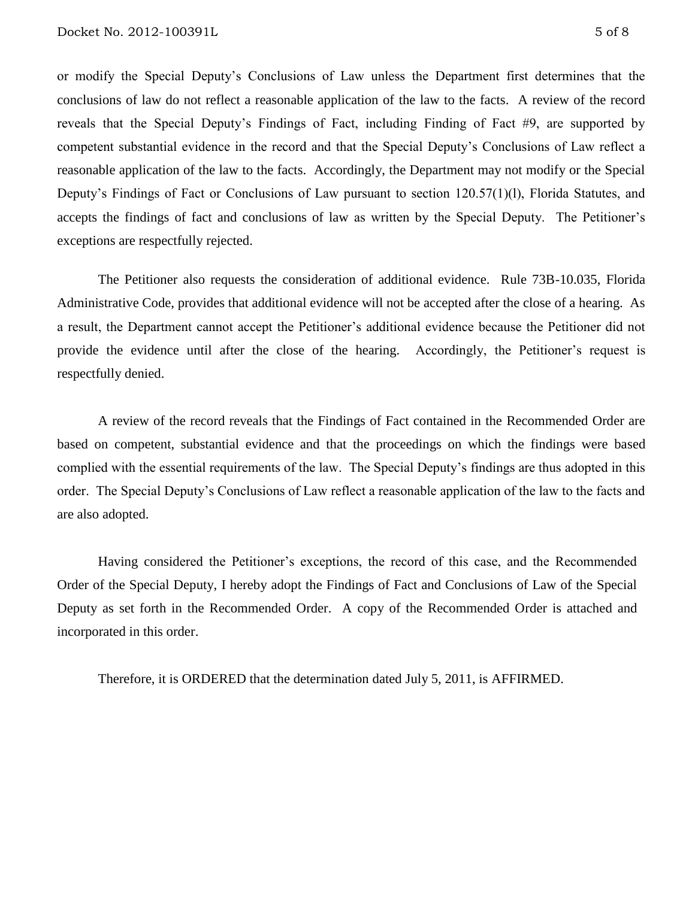or modify the Special Deputy's Conclusions of Law unless the Department first determines that the conclusions of law do not reflect a reasonable application of the law to the facts. A review of the record reveals that the Special Deputy's Findings of Fact, including Finding of Fact #9, are supported by competent substantial evidence in the record and that the Special Deputy's Conclusions of Law reflect a reasonable application of the law to the facts. Accordingly, the Department may not modify or the Special Deputy's Findings of Fact or Conclusions of Law pursuant to section 120.57(1)(l), Florida Statutes, and accepts the findings of fact and conclusions of law as written by the Special Deputy. The Petitioner's exceptions are respectfully rejected.

The Petitioner also requests the consideration of additional evidence. Rule 73B-10.035, Florida Administrative Code, provides that additional evidence will not be accepted after the close of a hearing. As a result, the Department cannot accept the Petitioner's additional evidence because the Petitioner did not provide the evidence until after the close of the hearing. Accordingly, the Petitioner's request is respectfully denied.

A review of the record reveals that the Findings of Fact contained in the Recommended Order are based on competent, substantial evidence and that the proceedings on which the findings were based complied with the essential requirements of the law. The Special Deputy's findings are thus adopted in this order. The Special Deputy's Conclusions of Law reflect a reasonable application of the law to the facts and are also adopted.

Having considered the Petitioner's exceptions, the record of this case, and the Recommended Order of the Special Deputy, I hereby adopt the Findings of Fact and Conclusions of Law of the Special Deputy as set forth in the Recommended Order. A copy of the Recommended Order is attached and incorporated in this order.

Therefore, it is ORDERED that the determination dated July 5, 2011, is AFFIRMED.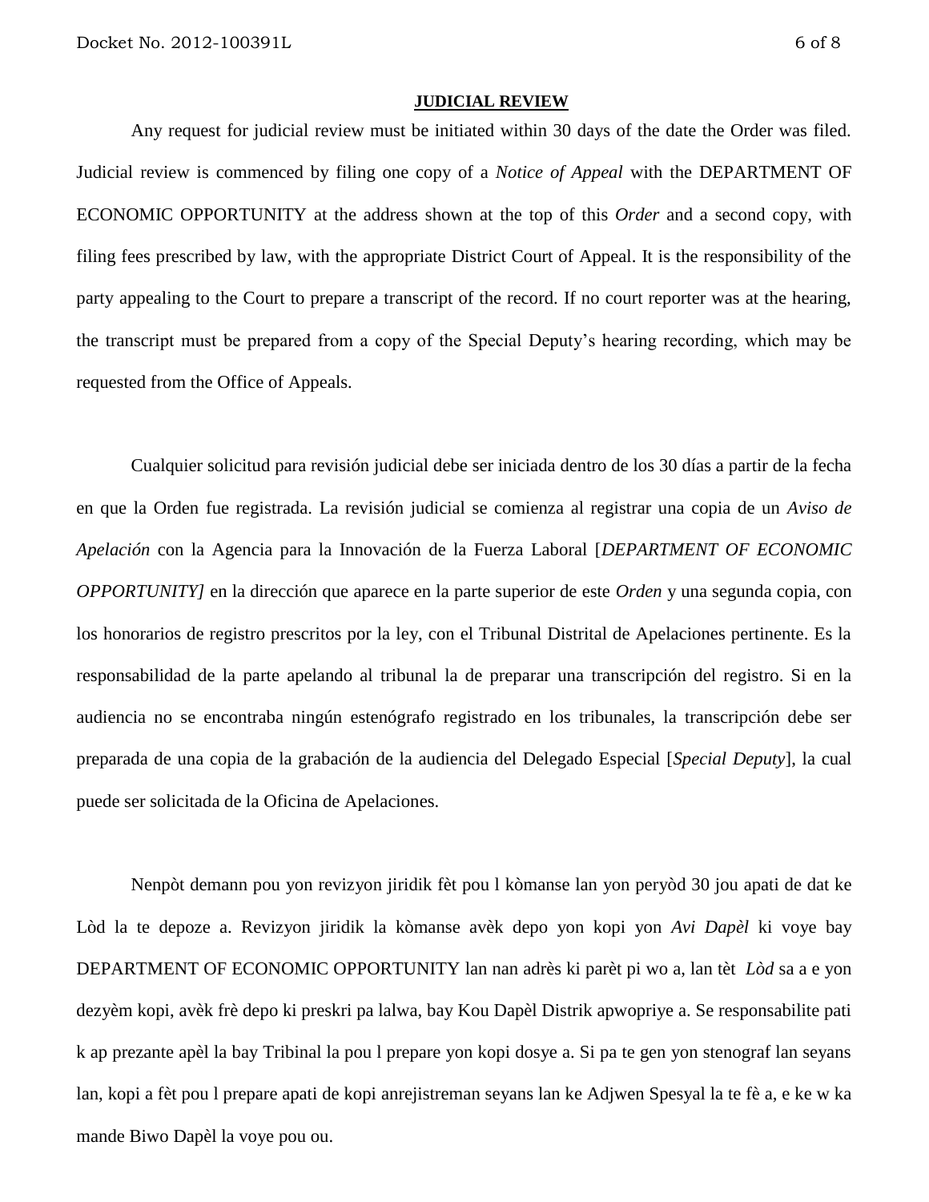## JUDICIAL REVIEW

Any request for judicial review must be initiated within 30 days of the date the Order was filed. Judicial review is commenced by filing one copy of a *Notice of Appeal* with the DEPARTMENT OF ECONOMIC OPPORTUNITY at the address shown at the top of this *Order* and a second copy, with filing fees prescribed by law, with the appropriate District Court of Appeal. It is the responsibility of the party appealing to the Court to prepare a transcript of the record. If no court reporter was at the hearing, the transcript must be prepared from a copy of the Special Deputy's hearing recording, which may be requested from the Office of Appeals.

Cualquier solicitud para revisión judicial debe ser iniciada dentro de los 30 días a partir de la fecha en que la Orden fue registrada. La revisión judicial se comienza al registrar una copia de un *Aviso de Apelación* con la Agencia para la Innovación de la Fuerza Laboral [*DEPARTMENT OF ECONOMIC OPPORTUNITY]* en la dirección que aparece en la parte superior de este *Orden* y una segunda copia, con los honorarios de registro prescritos por la ley, con el Tribunal Distrital de Apelaciones pertinente. Es la responsabilidad de la parte apelando al tribunal la de preparar una transcripción del registro. Si en la audiencia no se encontraba ningún estenógrafo registrado en los tribunales, la transcripción debe ser preparada de una copia de la grabación de la audiencia del Delegado Especial [*Special Deputy*], la cual puede ser solicitada de la Oficina de Apelaciones.

Nenpòt demann pou yon revizyon jiridik fèt pou l kòmanse lan yon peryòd 30 jou apati de dat ke Lòd la te depoze a. Revizyon jiridik la kòmanse avèk depo yon kopi yon *Avi Dapèl* ki voye bay DEPARTMENT OF ECONOMIC OPPORTUNITY lan nan adrès ki parèt pi wo a, lan tèt *Lòd* sa a e yon dezyèm kopi, avèk frè depo ki preskri pa lalwa, bay Kou Dapèl Distrik apwopriye a. Se responsabilite pati k ap prezante apèl la bay Tribinal la pou l prepare yon kopi dosye a. Si pa te gen yon stenograf lan seyans lan, kopi a fèt pou l prepare apati de kopi anrejistreman seyans lan ke Adjwen Spesyal la te fè a, e ke w ka mande Biwo Dapèl la voye pou ou.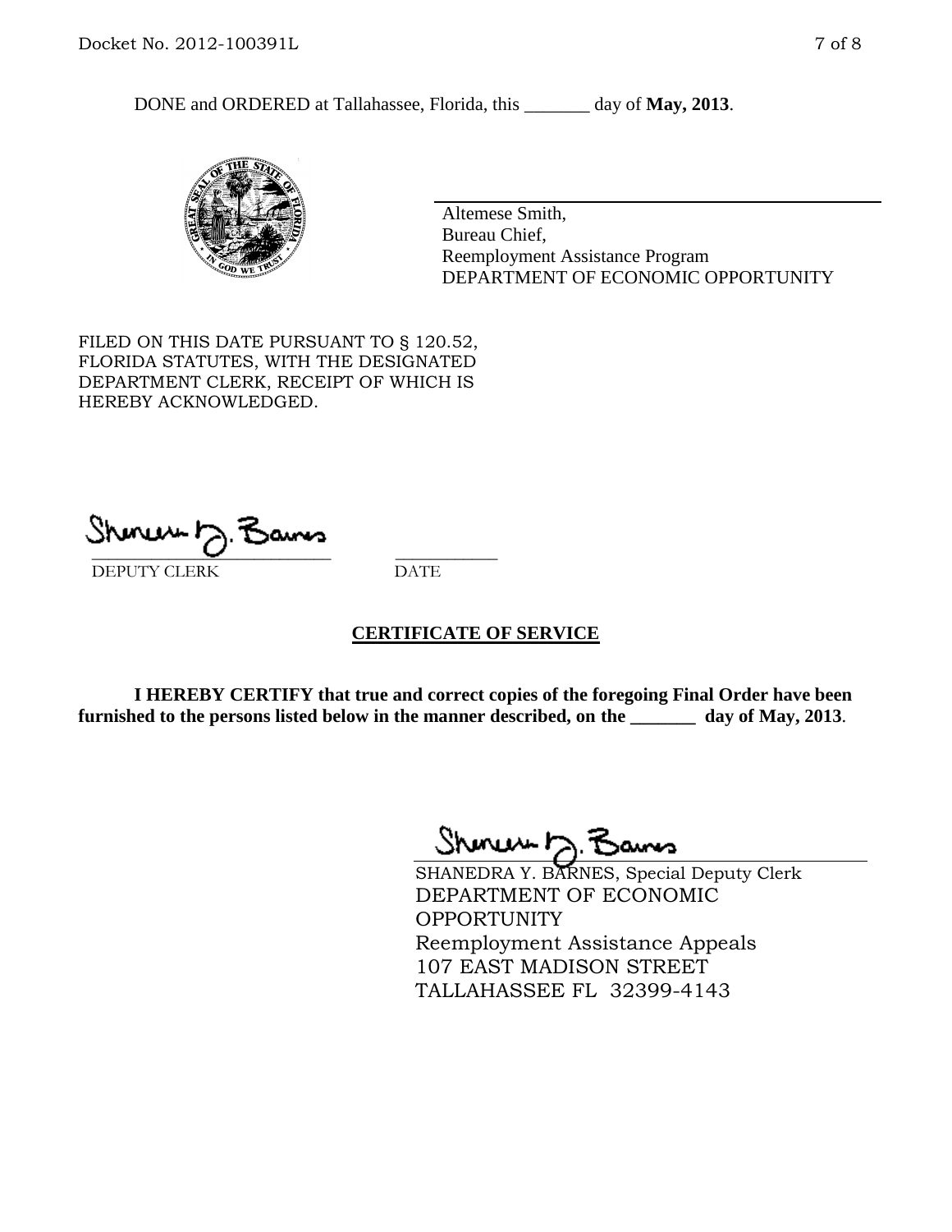DONE and ORDERED at Tallahassee, Florida, this _______ day of **May, 2013**.

Altemese Smith,
Bureau Chief,
Reemployment Assistance Program
DEPARTMENT OF ECONOMIC OPPORTUNITY

FILED ON THIS DATE PURSUANT TO § 120.52, FLORIDA STATUTES, WITH THE DESIGNATED DEPARTMENT CLERK, RECEIPT OF WHICH IS HEREBY ACKNOWLEDGED.

_____________________________ ___________
DEPUTY CLERK DATE

**CERTIFICATE OF SERVICE**

**I HEREBY CERTIFY that true and correct copies of the foregoing Final Order have been furnished to the persons listed below in the manner described, on the _______ day of May, 2013**.

SHANEDRA Y. BARNES, Special Deputy Clerk
DEPARTMENT OF ECONOMIC OPPORTUNITY
Reemployment Assistance Appeals
107 EAST MADISON STREET
TALLAHASSEE FL 32399-4143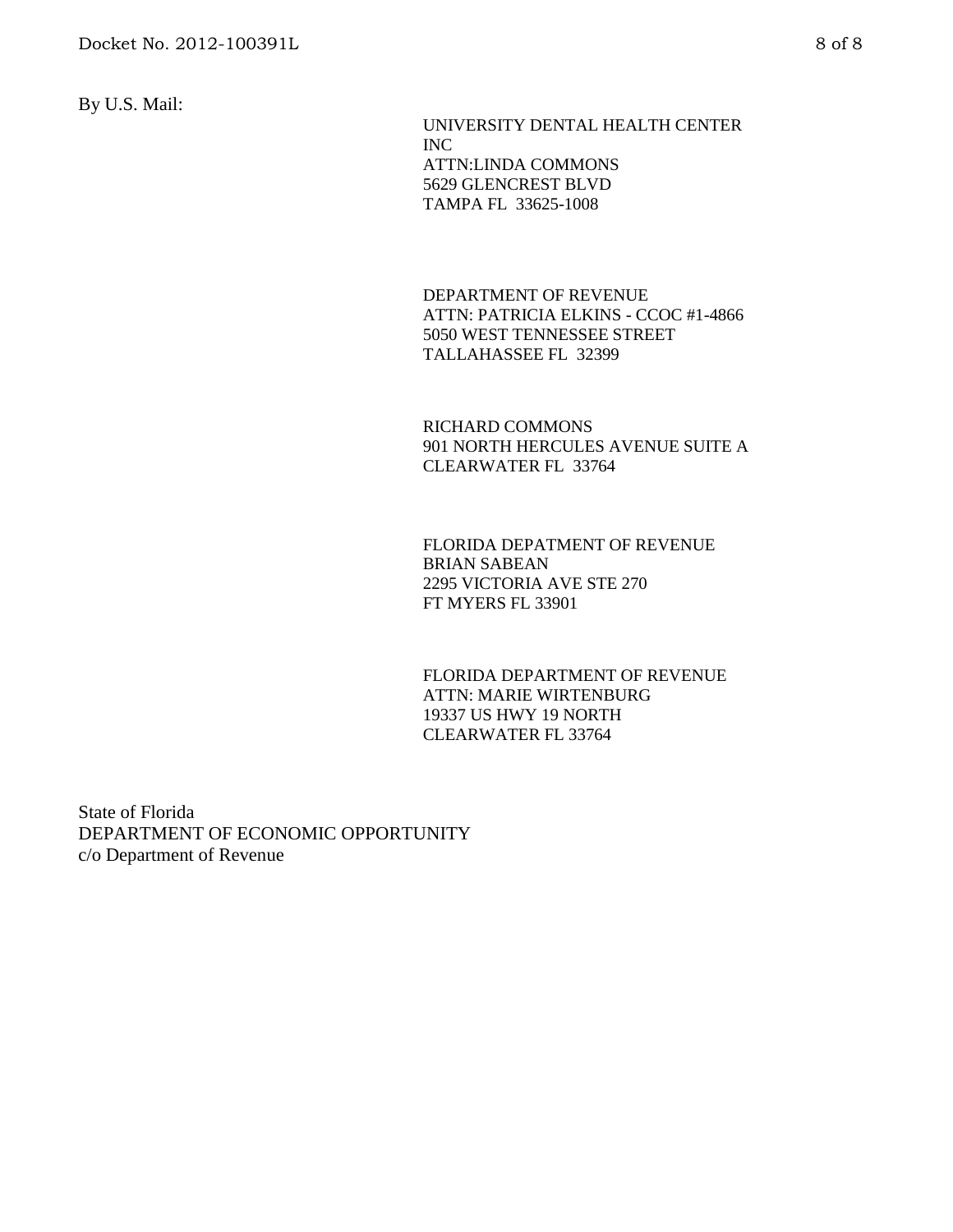By U.S. Mail:

UNIVERSITY DENTAL HEALTH CENTER
INC
ATTN:LINDA COMMONS
5629 GLENCREST BLVD
TAMPA FL 33625-1008

DEPARTMENT OF REVENUE
ATTN: PATRICIA ELKINS - CCOC #1-4866
5050 WEST TENNESSEE STREET
TALLAHASSEE FL 32399

RICHARD COMMONS
901 NORTH HERCULES AVENUE SUITE A
CLEARWATER FL 33764

FLORIDA DEPATMENT OF REVENUE
BRIAN SABEAN
2295 VICTORIA AVE STE 270
FT MYERS FL 33901

FLORIDA DEPARTMENT OF REVENUE
ATTN: MARIE WIRTENBURG
19337 US HWY 19 NORTH
CLEARWATER FL 33764

State of Florida
DEPARTMENT OF ECONOMIC OPPORTUNITY
c/o Department of Revenue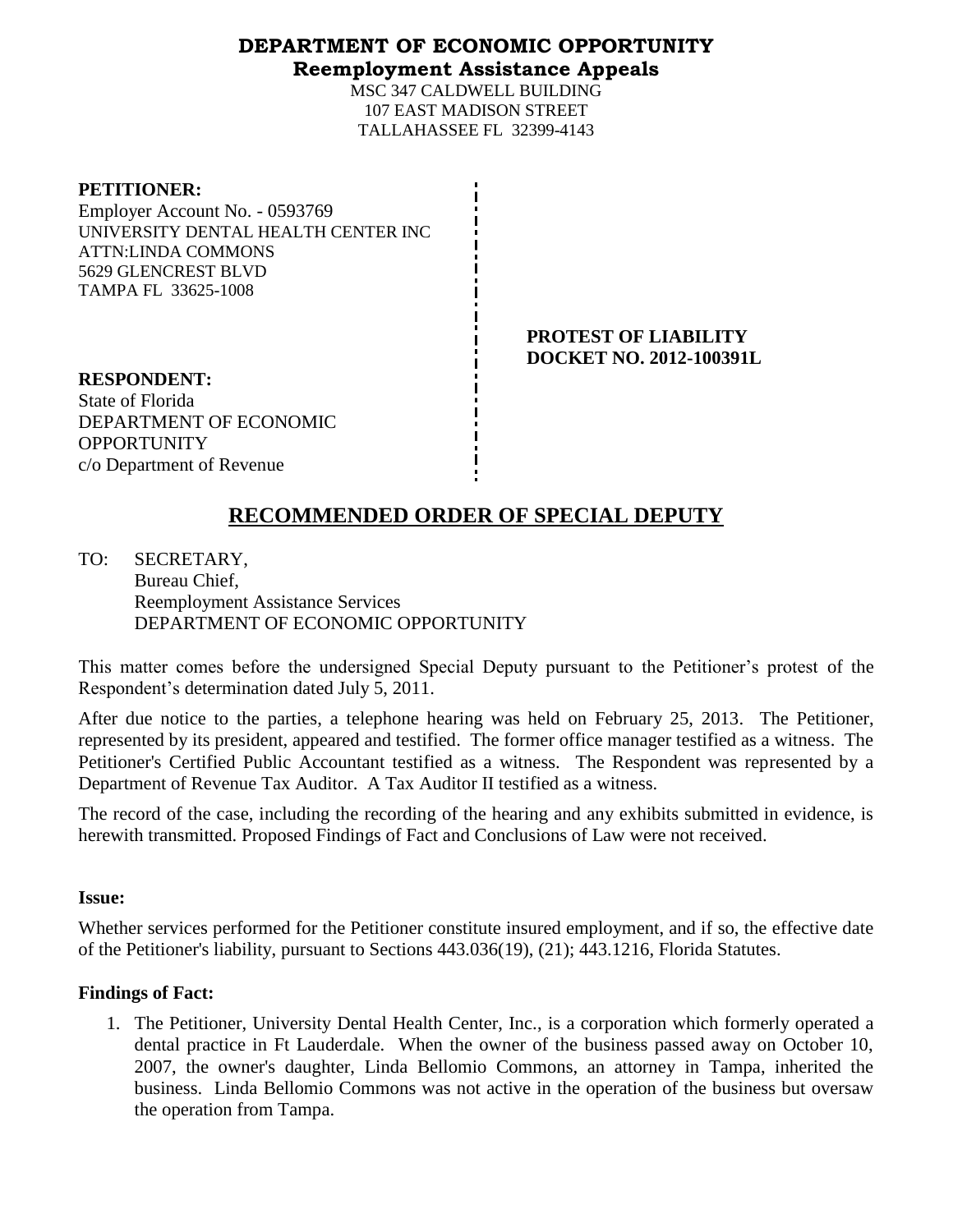# DEPARTMENT OF ECONOMIC OPPORTUNITY
## Reemployment Assistance Appeals

MSC 347 CALDWELL BUILDING
107 EAST MADISON STREET
TALLAHASSEE FL 32399-4143

**PETITIONER:**
Employer Account No. - 0593769
UNIVERSITY DENTAL HEALTH CENTER INC
ATTN:LINDA COMMONS
5629 GLENCREST BLVD
TAMPA FL 33625-1008

**PROTEST OF LIABILITY**
**DOCKET NO. 2012-100391L**

**RESPONDENT:**
State of Florida
DEPARTMENT OF ECONOMIC OPPORTUNITY
c/o Department of Revenue

# RECOMMENDED ORDER OF SPECIAL DEPUTY

TO: SECRETARY,
Bureau Chief,
Reemployment Assistance Services
DEPARTMENT OF ECONOMIC OPPORTUNITY

This matter comes before the undersigned Special Deputy pursuant to the Petitioner's protest of the Respondent's determination dated July 5, 2011.

After due notice to the parties, a telephone hearing was held on February 25, 2013. The Petitioner, represented by its president, appeared and testified. The former office manager testified as a witness. The Petitioner's Certified Public Accountant testified as a witness. The Respondent was represented by a Department of Revenue Tax Auditor. A Tax Auditor II testified as a witness.

The record of the case, including the recording of the hearing and any exhibits submitted in evidence, is herewith transmitted. Proposed Findings of Fact and Conclusions of Law were not received.

**Issue:**

Whether services performed for the Petitioner constitute insured employment, and if so, the effective date of the Petitioner's liability, pursuant to Sections 443.036(19), (21); 443.1216, Florida Statutes.

**Findings of Fact:**

1. The Petitioner, University Dental Health Center, Inc., is a corporation which formerly operated a dental practice in Ft Lauderdale. When the owner of the business passed away on October 10, 2007, the owner's daughter, Linda Bellomio Commons, an attorney in Tampa, inherited the business. Linda Bellomio Commons was not active in the operation of the business but oversaw the operation from Tampa.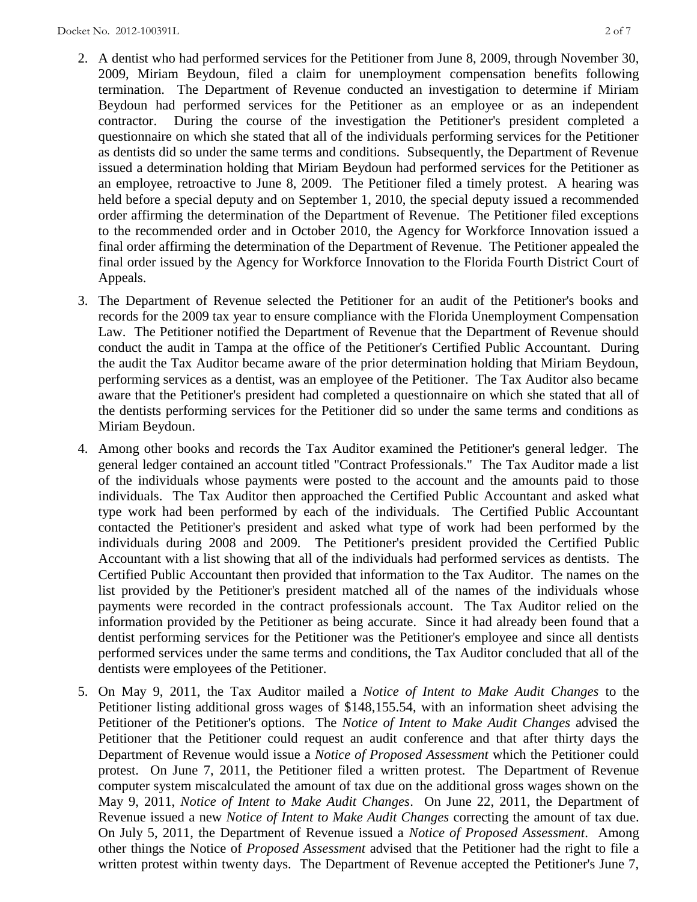2. A dentist who had performed services for the Petitioner from June 8, 2009, through November 30, 2009, Miriam Beydoun, filed a claim for unemployment compensation benefits following termination. The Department of Revenue conducted an investigation to determine if Miriam Beydoun had performed services for the Petitioner as an employee or as an independent contractor. During the course of the investigation the Petitioner's president completed a questionnaire on which she stated that all of the individuals performing services for the Petitioner as dentists did so under the same terms and conditions. Subsequently, the Department of Revenue issued a determination holding that Miriam Beydoun had performed services for the Petitioner as an employee, retroactive to June 8, 2009. The Petitioner filed a timely protest. A hearing was held before a special deputy and on September 1, 2010, the special deputy issued a recommended order affirming the determination of the Department of Revenue. The Petitioner filed exceptions to the recommended order and in October 2010, the Agency for Workforce Innovation issued a final order affirming the determination of the Department of Revenue. The Petitioner appealed the final order issued by the Agency for Workforce Innovation to the Florida Fourth District Court of Appeals.

3. The Department of Revenue selected the Petitioner for an audit of the Petitioner's books and records for the 2009 tax year to ensure compliance with the Florida Unemployment Compensation Law. The Petitioner notified the Department of Revenue that the Department of Revenue should conduct the audit in Tampa at the office of the Petitioner's Certified Public Accountant. During the audit the Tax Auditor became aware of the prior determination holding that Miriam Beydoun, performing services as a dentist, was an employee of the Petitioner. The Tax Auditor also became aware that the Petitioner's president had completed a questionnaire on which she stated that all of the dentists performing services for the Petitioner did so under the same terms and conditions as Miriam Beydoun.

4. Among other books and records the Tax Auditor examined the Petitioner's general ledger. The general ledger contained an account titled "Contract Professionals." The Tax Auditor made a list of the individuals whose payments were posted to the account and the amounts paid to those individuals. The Tax Auditor then approached the Certified Public Accountant and asked what type work had been performed by each of the individuals. The Certified Public Accountant contacted the Petitioner's president and asked what type of work had been performed by the individuals during 2008 and 2009. The Petitioner's president provided the Certified Public Accountant with a list showing that all of the individuals had performed services as dentists. The Certified Public Accountant then provided that information to the Tax Auditor. The names on the list provided by the Petitioner's president matched all of the names of the individuals whose payments were recorded in the contract professionals account. The Tax Auditor relied on the information provided by the Petitioner as being accurate. Since it had already been found that a dentist performing services for the Petitioner was the Petitioner's employee and since all dentists performed services under the same terms and conditions, the Tax Auditor concluded that all of the dentists were employees of the Petitioner.

5. On May 9, 2011, the Tax Auditor mailed a *Notice of Intent to Make Audit Changes* to the Petitioner listing additional gross wages of $148,155.54, with an information sheet advising the Petitioner of the Petitioner's options. The *Notice of Intent to Make Audit Changes* advised the Petitioner that the Petitioner could request an audit conference and that after thirty days the Department of Revenue would issue a *Notice of Proposed Assessment* which the Petitioner could protest. On June 7, 2011, the Petitioner filed a written protest. The Department of Revenue computer system miscalculated the amount of tax due on the additional gross wages shown on the May 9, 2011, *Notice of Intent to Make Audit Changes*. On June 22, 2011, the Department of Revenue issued a new *Notice of Intent to Make Audit Changes* correcting the amount of tax due. On July 5, 2011, the Department of Revenue issued a *Notice of Proposed Assessment*. Among other things the Notice of *Proposed Assessment* advised that the Petitioner had the right to file a written protest within twenty days. The Department of Revenue accepted the Petitioner's June 7,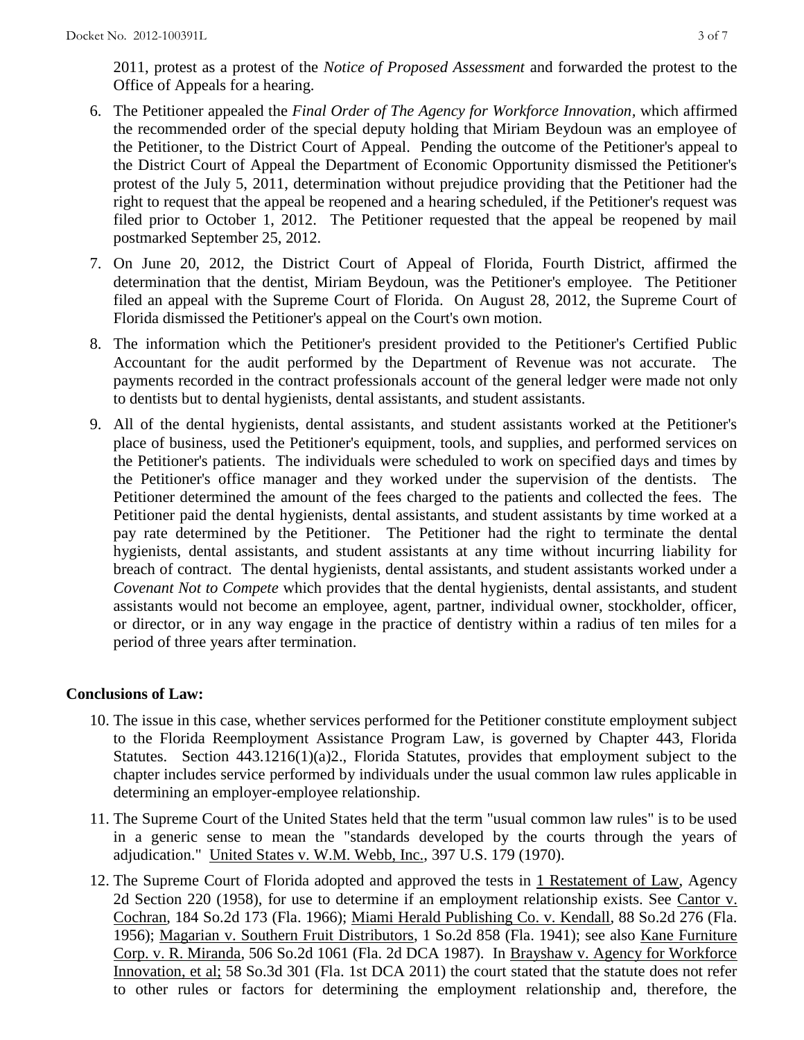2011, protest as a protest of the *Notice of Proposed Assessment* and forwarded the protest to the Office of Appeals for a hearing.

6. The Petitioner appealed the *Final Order of The Agency for Workforce Innovation*, which affirmed the recommended order of the special deputy holding that Miriam Beydoun was an employee of the Petitioner, to the District Court of Appeal. Pending the outcome of the Petitioner's appeal to the District Court of Appeal the Department of Economic Opportunity dismissed the Petitioner's protest of the July 5, 2011, determination without prejudice providing that the Petitioner had the right to request that the appeal be reopened and a hearing scheduled, if the Petitioner's request was filed prior to October 1, 2012. The Petitioner requested that the appeal be reopened by mail postmarked September 25, 2012.

7. On June 20, 2012, the District Court of Appeal of Florida, Fourth District, affirmed the determination that the dentist, Miriam Beydoun, was the Petitioner's employee. The Petitioner filed an appeal with the Supreme Court of Florida. On August 28, 2012, the Supreme Court of Florida dismissed the Petitioner's appeal on the Court's own motion.

8. The information which the Petitioner's president provided to the Petitioner's Certified Public Accountant for the audit performed by the Department of Revenue was not accurate. The payments recorded in the contract professionals account of the general ledger were made not only to dentists but to dental hygienists, dental assistants, and student assistants.

9. All of the dental hygienists, dental assistants, and student assistants worked at the Petitioner's place of business, used the Petitioner's equipment, tools, and supplies, and performed services on the Petitioner's patients. The individuals were scheduled to work on specified days and times by the Petitioner's office manager and they worked under the supervision of the dentists. The Petitioner determined the amount of the fees charged to the patients and collected the fees. The Petitioner paid the dental hygienists, dental assistants, and student assistants by time worked at a pay rate determined by the Petitioner. The Petitioner had the right to terminate the dental hygienists, dental assistants, and student assistants at any time without incurring liability for breach of contract. The dental hygienists, dental assistants, and student assistants worked under a *Covenant Not to Compete* which provides that the dental hygienists, dental assistants, and student assistants would not become an employee, agent, partner, individual owner, stockholder, officer, or director, or in any way engage in the practice of dentistry within a radius of ten miles for a period of three years after termination.

## Conclusions of Law:

10. The issue in this case, whether services performed for the Petitioner constitute employment subject to the Florida Reemployment Assistance Program Law, is governed by Chapter 443, Florida Statutes. Section 443.1216(1)(a)2., Florida Statutes, provides that employment subject to the chapter includes service performed by individuals under the usual common law rules applicable in determining an employer-employee relationship.

11. The Supreme Court of the United States held that the term "usual common law rules" is to be used in a generic sense to mean the "standards developed by the courts through the years of adjudication." United States v. W.M. Webb, Inc., 397 U.S. 179 (1970).

12. The Supreme Court of Florida adopted and approved the tests in 1 Restatement of Law, Agency 2d Section 220 (1958), for use to determine if an employment relationship exists. See Cantor v. Cochran, 184 So.2d 173 (Fla. 1966); Miami Herald Publishing Co. v. Kendall, 88 So.2d 276 (Fla. 1956); Magarian v. Southern Fruit Distributors, 1 So.2d 858 (Fla. 1941); see also Kane Furniture Corp. v. R. Miranda, 506 So.2d 1061 (Fla. 2d DCA 1987). In Brayshaw v. Agency for Workforce Innovation, et al; 58 So.3d 301 (Fla. 1st DCA 2011) the court stated that the statute does not refer to other rules or factors for determining the employment relationship and, therefore, the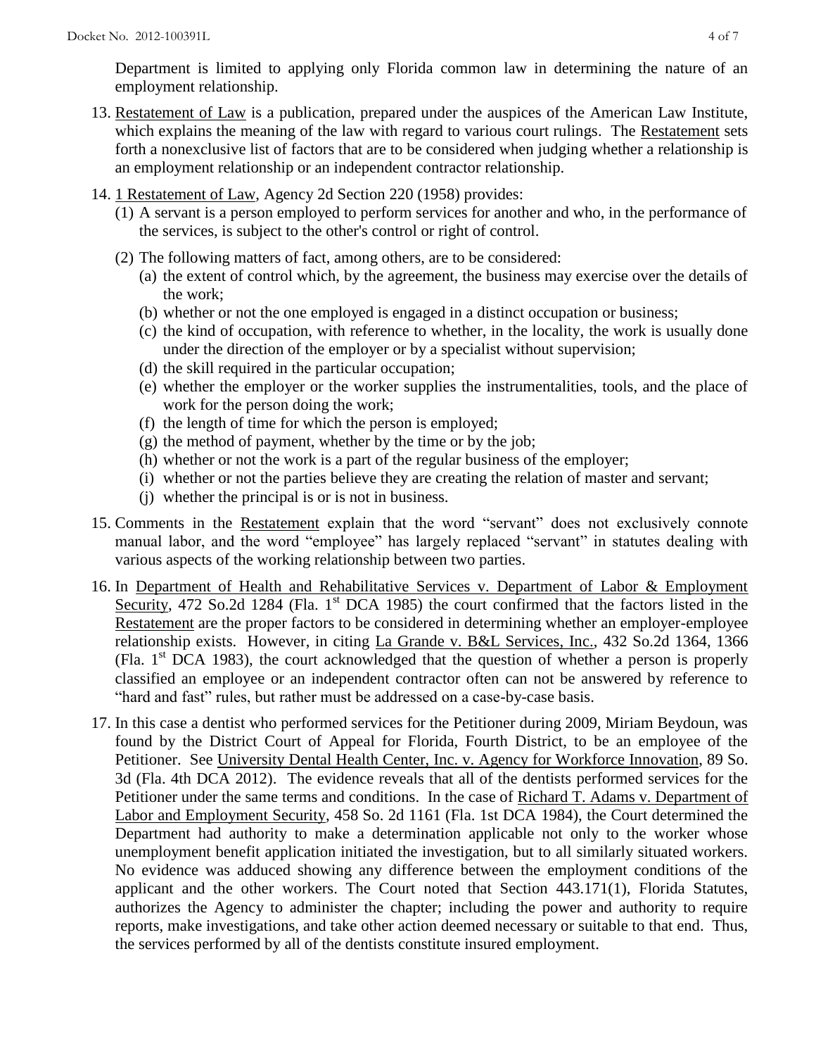Department is limited to applying only Florida common law in determining the nature of an employment relationship.

13. Restatement of Law is a publication, prepared under the auspices of the American Law Institute, which explains the meaning of the law with regard to various court rulings. The Restatement sets forth a nonexclusive list of factors that are to be considered when judging whether a relationship is an employment relationship or an independent contractor relationship.

14. 1 Restatement of Law, Agency 2d Section 220 (1958) provides:
    (1) A servant is a person employed to perform services for another and who, in the performance of the services, is subject to the other's control or right of control.
    (2) The following matters of fact, among others, are to be considered:
        (a) the extent of control which, by the agreement, the business may exercise over the details of the work;
        (b) whether or not the one employed is engaged in a distinct occupation or business;
        (c) the kind of occupation, with reference to whether, in the locality, the work is usually done under the direction of the employer or by a specialist without supervision;
        (d) the skill required in the particular occupation;
        (e) whether the employer or the worker supplies the instrumentalities, tools, and the place of work for the person doing the work;
        (f) the length of time for which the person is employed;
        (g) the method of payment, whether by the time or by the job;
        (h) whether or not the work is a part of the regular business of the employer;
        (i) whether or not the parties believe they are creating the relation of master and servant;
        (j) whether the principal is or is not in business.

15. Comments in the Restatement explain that the word "servant" does not exclusively connote manual labor, and the word "employee" has largely replaced "servant" in statutes dealing with various aspects of the working relationship between two parties.

16. In Department of Health and Rehabilitative Services v. Department of Labor & Employment Security, 472 So.2d 1284 (Fla. 1st DCA 1985) the court confirmed that the factors listed in the Restatement are the proper factors to be considered in determining whether an employer-employee relationship exists. However, in citing La Grande v. B&L Services, Inc., 432 So.2d 1364, 1366 (Fla. 1st DCA 1983), the court acknowledged that the question of whether a person is properly classified an employee or an independent contractor often can not be answered by reference to "hard and fast" rules, but rather must be addressed on a case-by-case basis.

17. In this case a dentist who performed services for the Petitioner during 2009, Miriam Beydoun, was found by the District Court of Appeal for Florida, Fourth District, to be an employee of the Petitioner. See University Dental Health Center, Inc. v. Agency for Workforce Innovation, 89 So. 3d (Fla. 4th DCA 2012). The evidence reveals that all of the dentists performed services for the Petitioner under the same terms and conditions. In the case of Richard T. Adams v. Department of Labor and Employment Security, 458 So. 2d 1161 (Fla. 1st DCA 1984), the Court determined the Department had authority to make a determination applicable not only to the worker whose unemployment benefit application initiated the investigation, but to all similarly situated workers. No evidence was adduced showing any difference between the employment conditions of the applicant and the other workers. The Court noted that Section 443.171(1), Florida Statutes, authorizes the Agency to administer the chapter; including the power and authority to require reports, make investigations, and take other action deemed necessary or suitable to that end. Thus, the services performed by all of the dentists constitute insured employment.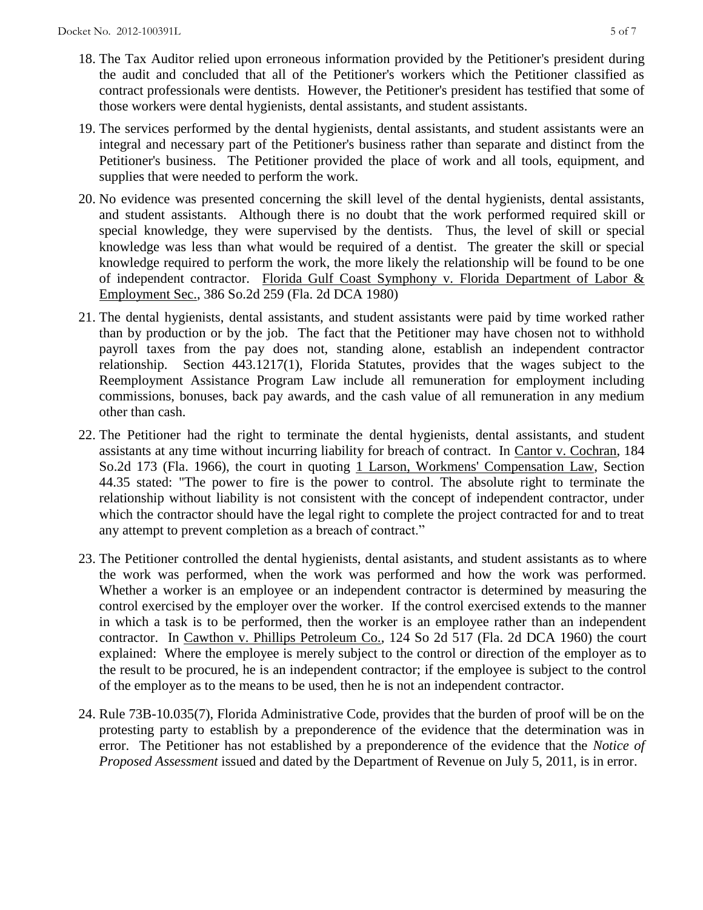18. The Tax Auditor relied upon erroneous information provided by the Petitioner's president during the audit and concluded that all of the Petitioner's workers which the Petitioner classified as contract professionals were dentists. However, the Petitioner's president has testified that some of those workers were dental hygienists, dental assistants, and student assistants.

19. The services performed by the dental hygienists, dental assistants, and student assistants were an integral and necessary part of the Petitioner's business rather than separate and distinct from the Petitioner's business. The Petitioner provided the place of work and all tools, equipment, and supplies that were needed to perform the work.

20. No evidence was presented concerning the skill level of the dental hygienists, dental assistants, and student assistants. Although there is no doubt that the work performed required skill or special knowledge, they were supervised by the dentists. Thus, the level of skill or special knowledge was less than what would be required of a dentist. The greater the skill or special knowledge required to perform the work, the more likely the relationship will be found to be one of independent contractor. Florida Gulf Coast Symphony v. Florida Department of Labor & Employment Sec., 386 So.2d 259 (Fla. 2d DCA 1980)

21. The dental hygienists, dental assistants, and student assistants were paid by time worked rather than by production or by the job. The fact that the Petitioner may have chosen not to withhold payroll taxes from the pay does not, standing alone, establish an independent contractor relationship. Section 443.1217(1), Florida Statutes, provides that the wages subject to the Reemployment Assistance Program Law include all remuneration for employment including commissions, bonuses, back pay awards, and the cash value of all remuneration in any medium other than cash.

22. The Petitioner had the right to terminate the dental hygienists, dental assistants, and student assistants at any time without incurring liability for breach of contract. In Cantor v. Cochran, 184 So.2d 173 (Fla. 1966), the court in quoting 1 Larson, Workmens' Compensation Law, Section 44.35 stated: "The power to fire is the power to control. The absolute right to terminate the relationship without liability is not consistent with the concept of independent contractor, under which the contractor should have the legal right to complete the project contracted for and to treat any attempt to prevent completion as a breach of contract."

23. The Petitioner controlled the dental hygienists, dental asistants, and student assistants as to where the work was performed, when the work was performed and how the work was performed. Whether a worker is an employee or an independent contractor is determined by measuring the control exercised by the employer over the worker. If the control exercised extends to the manner in which a task is to be performed, then the worker is an employee rather than an independent contractor. In Cawthon v. Phillips Petroleum Co., 124 So 2d 517 (Fla. 2d DCA 1960) the court explained: Where the employee is merely subject to the control or direction of the employer as to the result to be procured, he is an independent contractor; if the employee is subject to the control of the employer as to the means to be used, then he is not an independent contractor.

24. Rule 73B-10.035(7), Florida Administrative Code, provides that the burden of proof will be on the protesting party to establish by a preponderence of the evidence that the determination was in error. The Petitioner has not established by a preponderence of the evidence that the *Notice of Proposed Assessment* issued and dated by the Department of Revenue on July 5, 2011, is in error.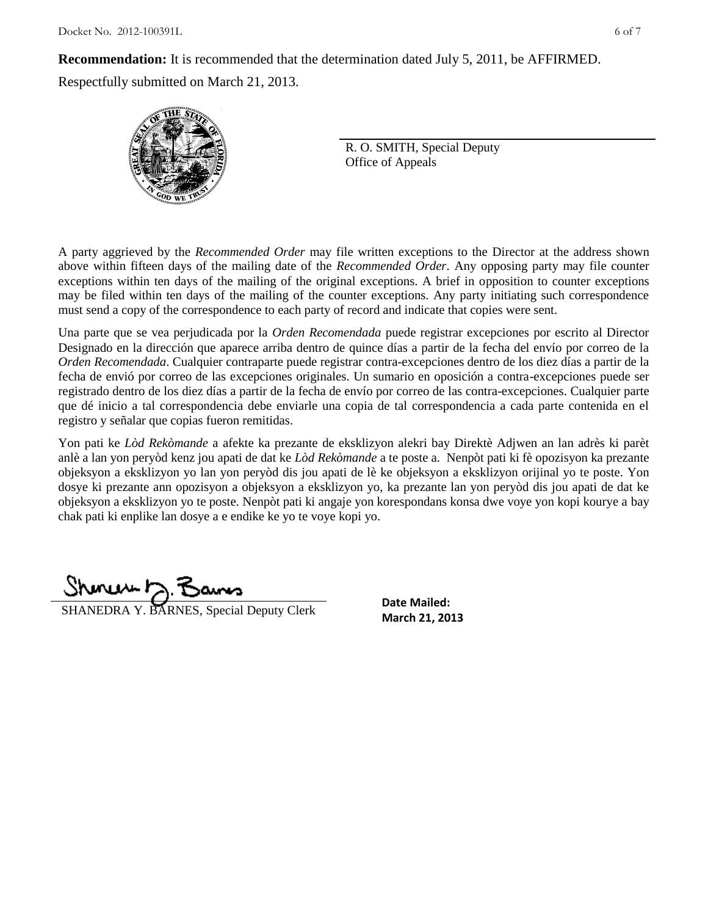**Recommendation:** It is recommended that the determination dated July 5, 2011, be AFFIRMED.

Respectfully submitted on March 21, 2013.

R. O. SMITH, Special Deputy
Office of Appeals

A party aggrieved by the *Recommended Order* may file written exceptions to the Director at the address shown above within fifteen days of the mailing date of the *Recommended Order*. Any opposing party may file counter exceptions within ten days of the mailing of the original exceptions. A brief in opposition to counter exceptions may be filed within ten days of the mailing of the counter exceptions. Any party initiating such correspondence must send a copy of the correspondence to each party of record and indicate that copies were sent.

Una parte que se vea perjudicada por la *Orden Recomendada* puede registrar excepciones por escrito al Director Designado en la dirección que aparece arriba dentro de quince días a partir de la fecha del envío por correo de la *Orden Recomendada*. Cualquier contraparte puede registrar contra-excepciones dentro de los diez días a partir de la fecha de envió por correo de las excepciones originales. Un sumario en oposición a contra-excepciones puede ser registrado dentro de los diez días a partir de la fecha de envío por correo de las contra-excepciones. Cualquier parte que dé inicio a tal correspondencia debe enviarle una copia de tal correspondencia a cada parte contenida en el registro y señalar que copias fueron remitidas.

Yon pati ke *Lòd Rekòmande* a afekte ka prezante de eksklizyon alekri bay Direktè Adjwen an lan adrès ki parèt anlè a lan yon peryòd kenz jou apati de dat ke *Lòd Rekòmande* a te poste a. Nenpòt pati ki fè opozisyon ka prezante objeksyon a eksklizyon yo lan yon peryòd dis jou apati de lè ke objeksyon a eksklizyon orijinal yo te poste. Yon dosye ki prezante ann opozisyon a objeksyon a eksklizyon yo, ka prezante lan yon peryòd dis jou apati de dat ke objeksyon a eksklizyon yo te poste. Nenpòt pati ki angaje yon korespondans konsa dwe voye yon kopi kourye a bay chak pati ki enplike lan dosye a e endike ke yo te voye kopi yo.

SHANEDRA Y. BARNES, Special Deputy Clerk

**Date Mailed:**
**March 21, 2013**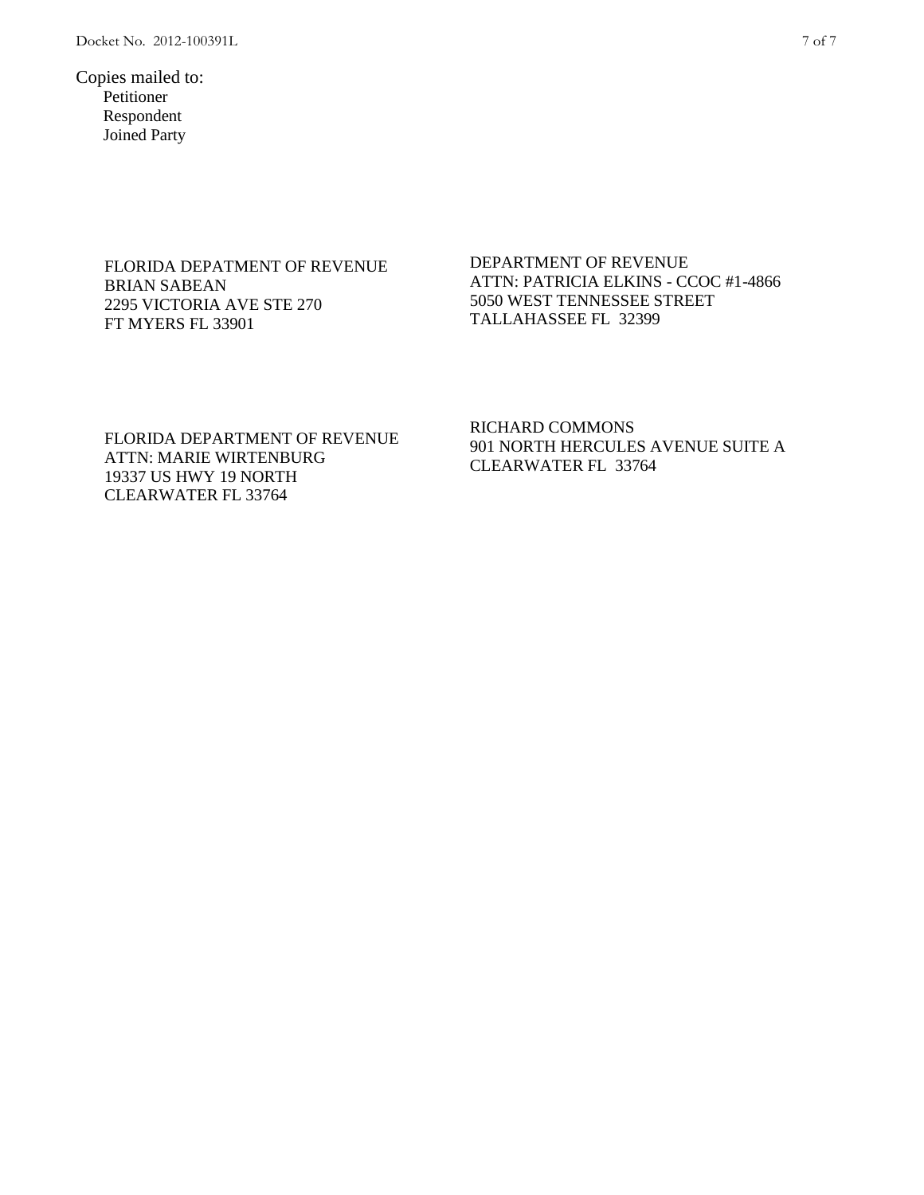Copies mailed to:
Petitioner
Respondent
Joined Party

FLORIDA DEPATMENT OF REVENUE
BRIAN SABEAN
2295 VICTORIA AVE STE 270
FT MYERS FL 33901

DEPARTMENT OF REVENUE
ATTN: PATRICIA ELKINS - CCOC #1-4866
5050 WEST TENNESSEE STREET
TALLAHASSEE FL 32399

FLORIDA DEPARTMENT OF REVENUE
ATTN: MARIE WIRTENBURG
19337 US HWY 19 NORTH
CLEARWATER FL 33764

RICHARD COMMONS
901 NORTH HERCULES AVENUE SUITE A
CLEARWATER FL 33764